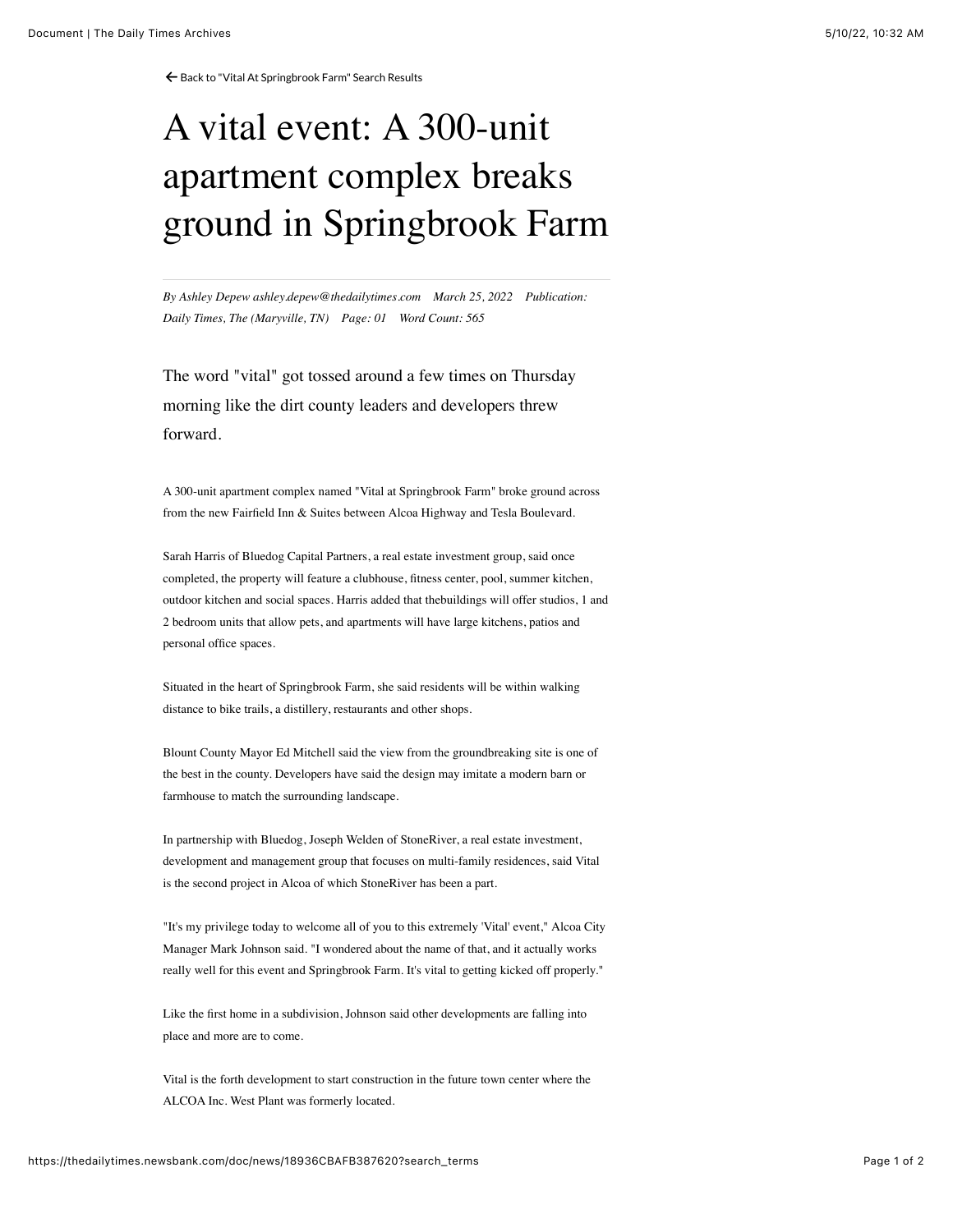← Back to "Vital At Springbrook Farm" Search Results

# A vital event: A 300-unit apartment complex breaks ground in Springbrook Farm

*By Ashley Depew ashley.depew@thedailytimes.com March 25, 2022 Publication: Daily Times, The (Maryville, TN) Page: 01 Word Count: 565*

The word "vital" got tossed around a few times on Thursday morning like the dirt county leaders and developers threw forward.

A 300-unit apartment complex named "Vital at Springbrook Farm" broke ground across from the new Fairfield Inn & Suites between Alcoa Highway and Tesla Boulevard.

Sarah Harris of Bluedog Capital Partners, a real estate investment group, said once completed, the property will feature a clubhouse, fitness center, pool, summer kitchen, outdoor kitchen and social spaces. Harris added that thebuildings will offer studios, 1 and 2 bedroom units that allow pets, and apartments will have large kitchens, patios and personal office spaces.

Situated in the heart of Springbrook Farm, she said residents will be within walking distance to bike trails, a distillery, restaurants and other shops.

Blount County Mayor Ed Mitchell said the view from the groundbreaking site is one of the best in the county. Developers have said the design may imitate a modern barn or farmhouse to match the surrounding landscape.

In partnership with Bluedog, Joseph Welden of StoneRiver, a real estate investment, development and management group that focuses on multi-family residences, said Vital is the second project in Alcoa of which StoneRiver has been a part.

"It's my privilege today to welcome all of you to this extremely 'Vital' event," Alcoa City Manager Mark Johnson said. "I wondered about the name of that, and it actually works really well for this event and Springbrook Farm. It's vital to getting kicked off properly."

Like the first home in a subdivision, Johnson said other developments are falling into place and more are to come.

Vital is the forth development to start construction in the future town center where the ALCOA Inc. West Plant was formerly located.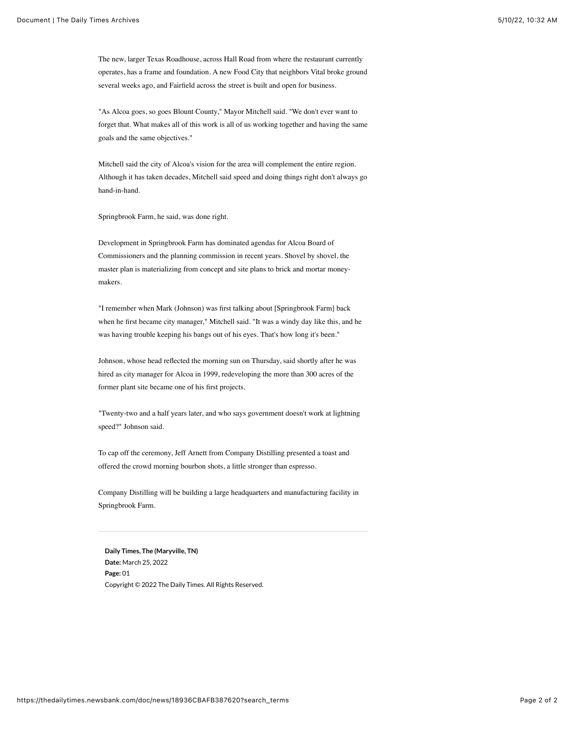The new, larger Texas Roadhouse, across Hall Road from where the restaurant currently operates, has a frame and foundation. A new Food City that neighbors Vital broke ground several weeks ago, and Fairfield across the street is built and open for business.

"As Alcoa goes, so goes Blount County," Mayor Mitchell said. "We don't ever want to forget that. What makes all of this work is all of us working together and having the same goals and the same objectives."

Mitchell said the city of Alcoa's vision for the area will complement the entire region. Although it has taken decades, Mitchell said speed and doing things right don't always go hand-in-hand.

Springbrook Farm, he said, was done right.

Development in Springbrook Farm has dominated agendas for Alcoa Board of Commissioners and the planning commission in recent years. Shovel by shovel, the master plan is materializing from concept and site plans to brick and mortar money-makers.

"I remember when Mark (Johnson) was first talking about [Springbrook Farm] back when he first became city manager," Mitchell said. "It was a windy day like this, and he was having trouble keeping his bangs out of his eyes. That's how long it's been."

Johnson, whose head reflected the morning sun on Thursday, said shortly after he was hired as city manager for Alcoa in 1999, redeveloping the more than 300 acres of the former plant site became one of his first projects.

"Twenty-two and a half years later, and who says government doesn't work at lightning speed?" Johnson said.

To cap off the ceremony, Jeff Arnett from Company Distilling presented a toast and offered the crowd morning bourbon shots, a little stronger than espresso.

Company Distilling will be building a large headquarters and manufacturing facility in Springbrook Farm.

---

**Daily Times, The (Maryville, TN)**
**Date:** March 25, 2022
**Page:** 01
Copyright © 2022 The Daily Times. All Rights Reserved.